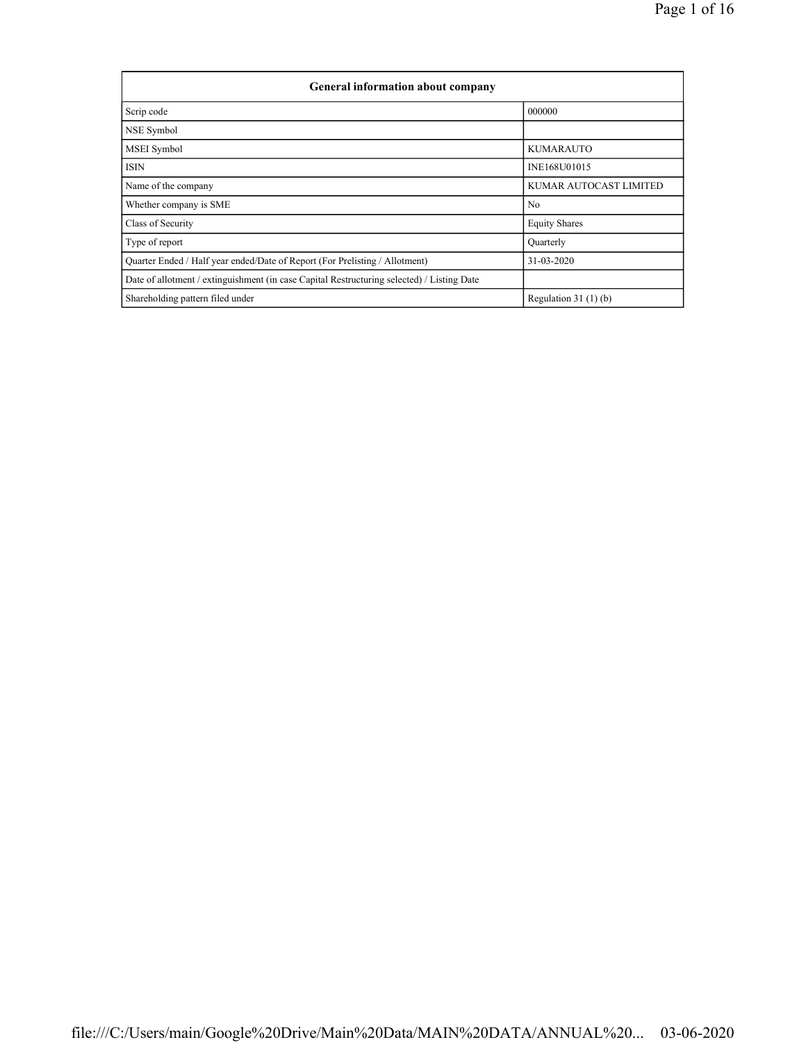| General information about company | |
|---|---|
| Scrip code | 000000 |
| NSE Symbol | |
| MSEI Symbol | KUMARAUTO |
| ISIN | INE168U01015 |
| Name of the company | KUMAR AUTOCAST LIMITED |
| Whether company is SME | No |
| Class of Security | Equity Shares |
| Type of report | Quarterly |
| Quarter Ended / Half year ended/Date of Report (For Prelisting / Allotment) | 31-03-2020 |
| Date of allotment / extinguishment (in case Capital Restructuring selected) / Listing Date | |
| Shareholding pattern filed under | Regulation 31 (1) (b) |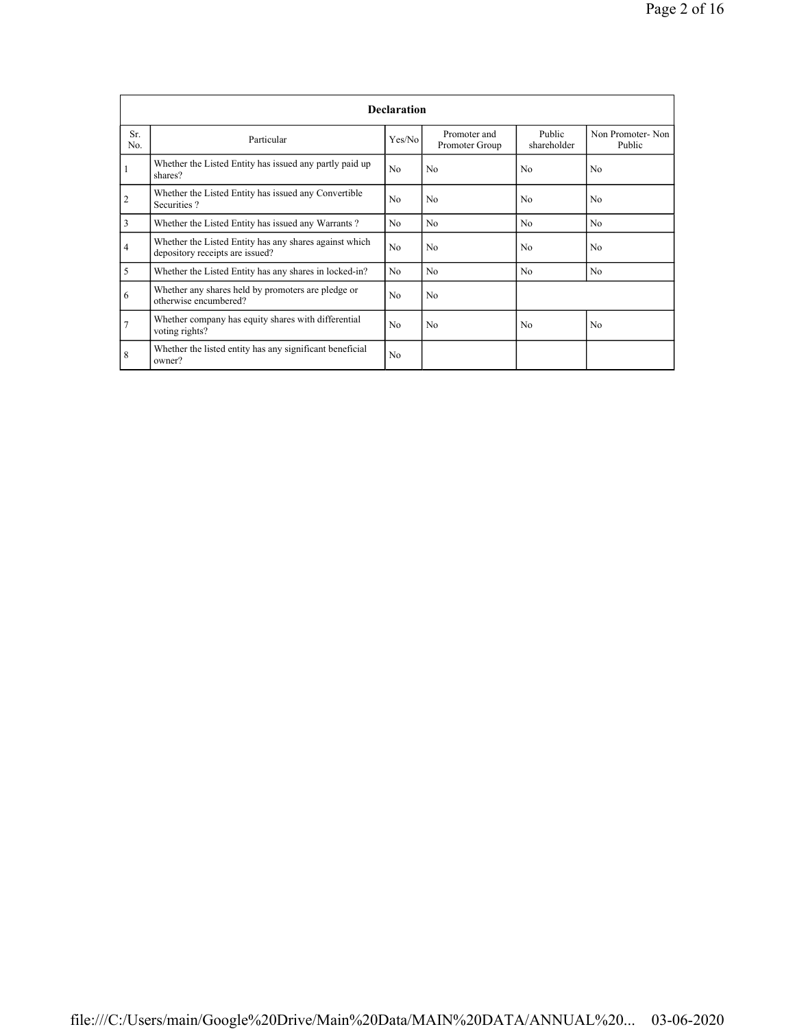| Declaration | | | | | |
|---|---|---|---|---|---|
| Sr. No. | Particular | Yes/No | Promoter and Promoter Group | Public shareholder | Non Promoter- Non Public |
| 1 | Whether the Listed Entity has issued any partly paid up shares? | No | No | No | No |
| 2 | Whether the Listed Entity has issued any Convertible Securities ? | No | No | No | No |
| 3 | Whether the Listed Entity has issued any Warrants ? | No | No | No | No |
| 4 | Whether the Listed Entity has any shares against which depository receipts are issued? | No | No | No | No |
| 5 | Whether the Listed Entity has any shares in locked-in? | No | No | No | No |
| 6 | Whether any shares held by promoters are pledge or otherwise encumbered? | No | No | | |
| 7 | Whether company has equity shares with differential voting rights? | No | No | No | No |
| 8 | Whether the listed entity has any significant beneficial owner? | No | | | |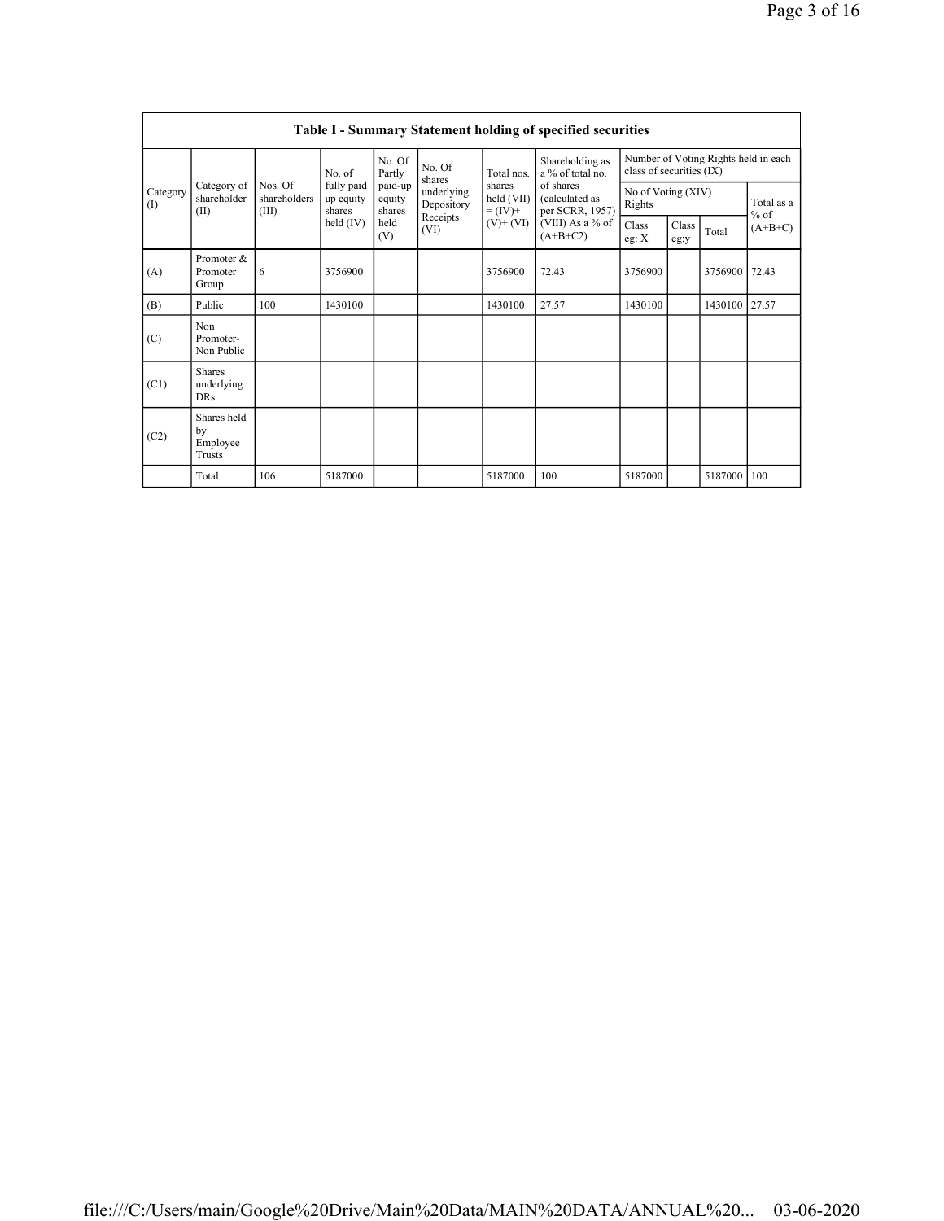| Table I - Summary Statement holding of specified securities | | | | | | | | | | | | |
|---|---|---|---|---|---|---|---|---|---|---|---|---|
| Category (I) | Category of shareholder (II) | Nos. Of shareholders (III) | No. of fully paid up equity shares held (IV) | No. Of Partly paid-up equity shares held (V) | No. Of shares underlying Depository Receipts (VI) | Total nos. shares held (VII) = (IV)+ (V)+ (VI) | Shareholding as a % of total no. of shares (calculated as per SCRR, 1957) (VIII) As a % of (A+B+C2) | Number of Voting Rights held in each class of securities (IX) | | | |
| | | | | | | | | No of Voting (XIV) Rights | | | Total as a % of (A+B+C) |
| | | | | | | | | Class eg: X | Class eg:y | Total | |
| (A) | Promoter & Promoter Group | 6 | 3756900 | | | 3756900 | 72.43 | 3756900 | | 3756900 | 72.43 |
| (B) | Public | 100 | 1430100 | | | 1430100 | 27.57 | 1430100 | | 1430100 | 27.57 |
| (C) | Non Promoter- Non Public | | | | | | | | | | |
| (C1) | Shares underlying DRs | | | | | | | | | | |
| (C2) | Shares held by Employee Trusts | | | | | | | | | | |
| | Total | 106 | 5187000 | | | 5187000 | 100 | 5187000 | | 5187000 | 100 |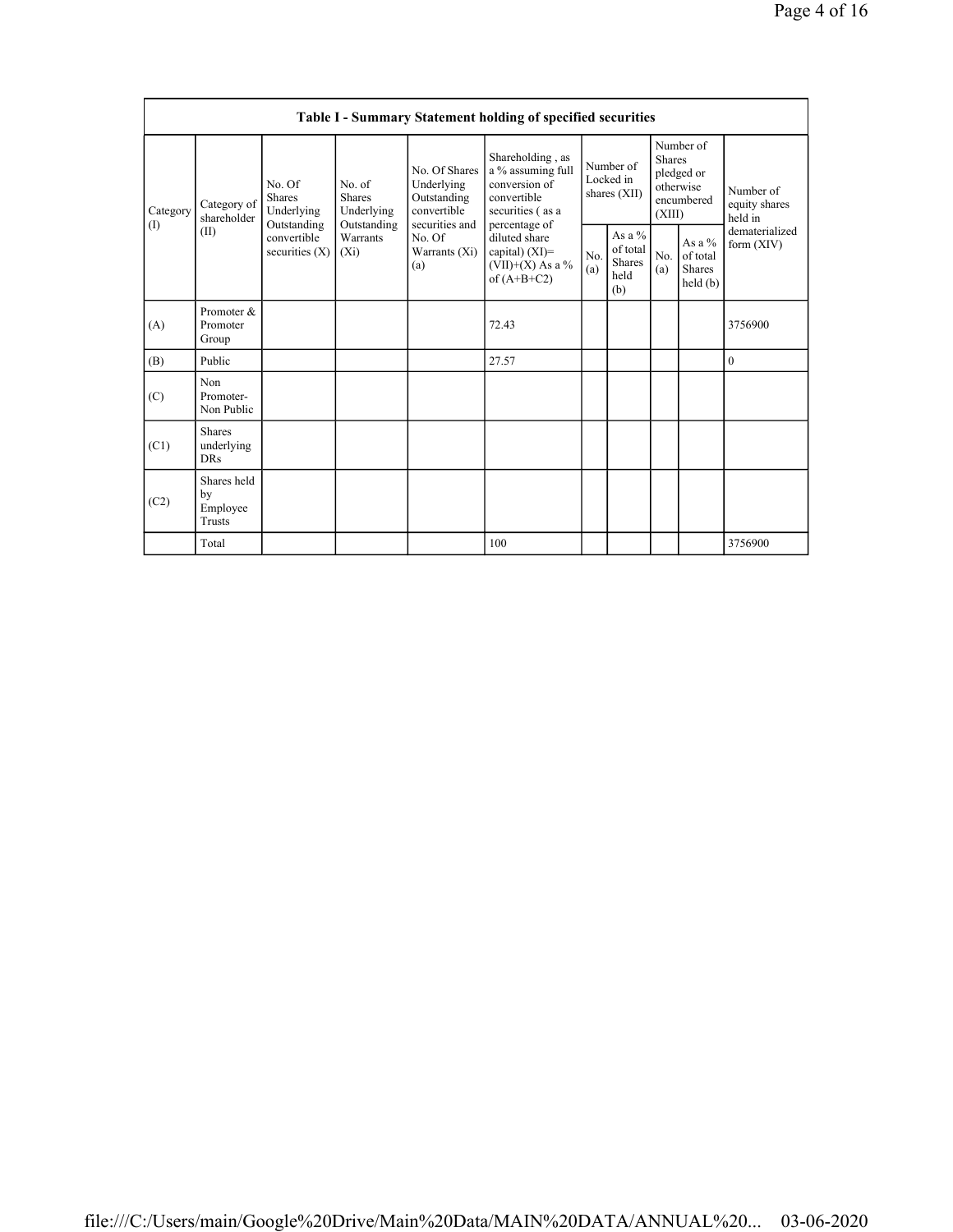| Table I - Summary Statement holding of specified securities | | | | | | | | | | | |
|---|---|---|---|---|---|---|---|---|---|---|---|
| Category (I) | Category of shareholder (II) | No. Of Shares Underlying Outstanding convertible securities (X) | No. of Shares Underlying Outstanding Warrants (Xi) | No. Of Shares Underlying Outstanding convertible securities and No. Of Warrants (Xi) (a) | Shareholding , as a % assuming full conversion of convertible securities ( as a percentage of diluted share capital) (XI)= (VII)+(X) As a % of (A+B+C2) | Number of Locked in shares (XII) | | Number of Shares pledged or otherwise encumbered (XIII) | | Number of equity shares held in dematerialized form (XIV) |
| | | | | | | No. (a) | As a % of total Shares held (b) | No. (a) | As a % of total Shares held (b) | |
| (A) | Promoter & Promoter Group | | | | 72.43 | | | | | 3756900 |
| (B) | Public | | | | 27.57 | | | | | 0 |
| (C) | Non Promoter- Non Public | | | | | | | | | |
| (C1) | Shares underlying DRs | | | | | | | | | |
| (C2) | Shares held by Employee Trusts | | | | | | | | | |
| | Total | | | | 100 | | | | | 3756900 |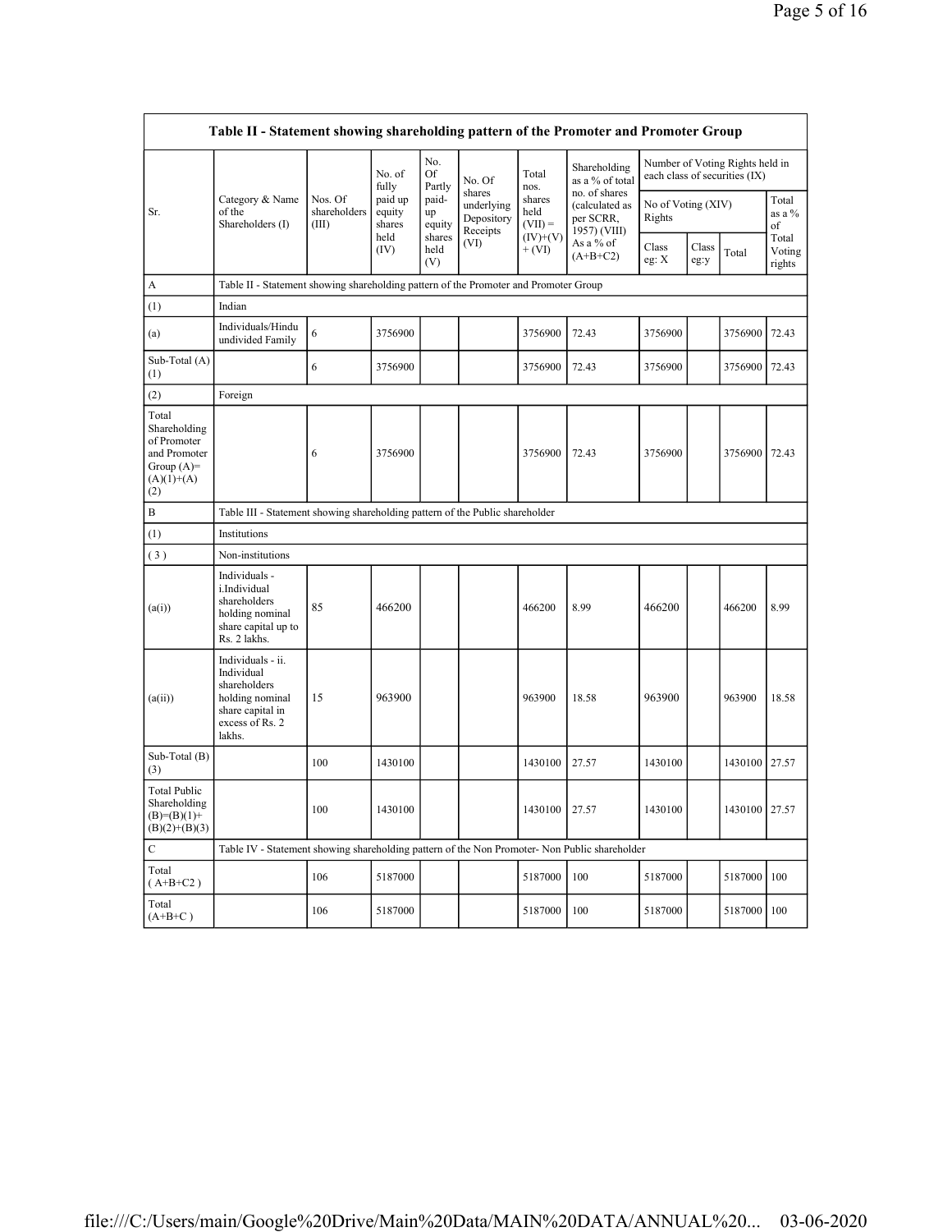| Table II - Statement showing shareholding pattern of the Promoter and Promoter Group | | | | | | | | | | | | |
|---|---|---|---|---|---|---|---|---|---|---|---|---|
| Sr. | Category & Name of the Shareholders (I) | Nos. Of shareholders (III) | No. of fully paid up equity shares held (IV) | No. Of Partly paid-up equity shares held (V) | No. Of shares underlying Depository Receipts (VI) | Total nos. shares held (VII) = (IV)+(V)+ (VI) | Shareholding as a % of total no. of shares (calculated as per SCRR, 1957) (VIII) As a % of (A+B+C2) | Number of Voting Rights held in each class of securities (IX) | | | |
| | | | | | | | | No of Voting (XIV) Rights | | | Total as a % of Total Voting rights |
| | | | | | | | | Class eg: X | Class eg:y | Total | |
| A | Table II - Statement showing shareholding pattern of the Promoter and Promoter Group | | | | | | | | | | |
| (1) | Indian | | | | | | | | | | |
| (a) | Individuals/Hindu undivided Family | 6 | 3756900 | | | 3756900 | 72.43 | 3756900 | | 3756900 | 72.43 |
| Sub-Total (A)(1) | | 6 | 3756900 | | | 3756900 | 72.43 | 3756900 | | 3756900 | 72.43 |
| (2) | Foreign | | | | | | | | | | |
| Total Shareholding of Promoter and Promoter Group (A)=(A)(1)+(A)(2) | | 6 | 3756900 | | | 3756900 | 72.43 | 3756900 | | 3756900 | 72.43 |
| B | Table III - Statement showing shareholding pattern of the Public shareholder | | | | | | | | | | |
| (1) | Institutions | | | | | | | | | | |
| (3) | Non-institutions | | | | | | | | | | |
| (a(i)) | Individuals - i.Individual shareholders holding nominal share capital up to Rs. 2 lakhs. | 85 | 466200 | | | 466200 | 8.99 | 466200 | | 466200 | 8.99 |
| (a(ii)) | Individuals - ii. Individual shareholders holding nominal share capital in excess of Rs. 2 lakhs. | 15 | 963900 | | | 963900 | 18.58 | 963900 | | 963900 | 18.58 |
| Sub-Total (B)(3) | | 100 | 1430100 | | | 1430100 | 27.57 | 1430100 | | 1430100 | 27.57 |
| Total Public Shareholding (B)=(B)(1)+(B)(2)+(B)(3) | | 100 | 1430100 | | | 1430100 | 27.57 | 1430100 | | 1430100 | 27.57 |
| C | Table IV - Statement showing shareholding pattern of the Non Promoter- Non Public shareholder | | | | | | | | | | |
| Total ( A+B+C2 ) | | 106 | 5187000 | | | 5187000 | 100 | 5187000 | | 5187000 | 100 |
| Total (A+B+C ) | | 106 | 5187000 | | | 5187000 | 100 | 5187000 | | 5187000 | 100 |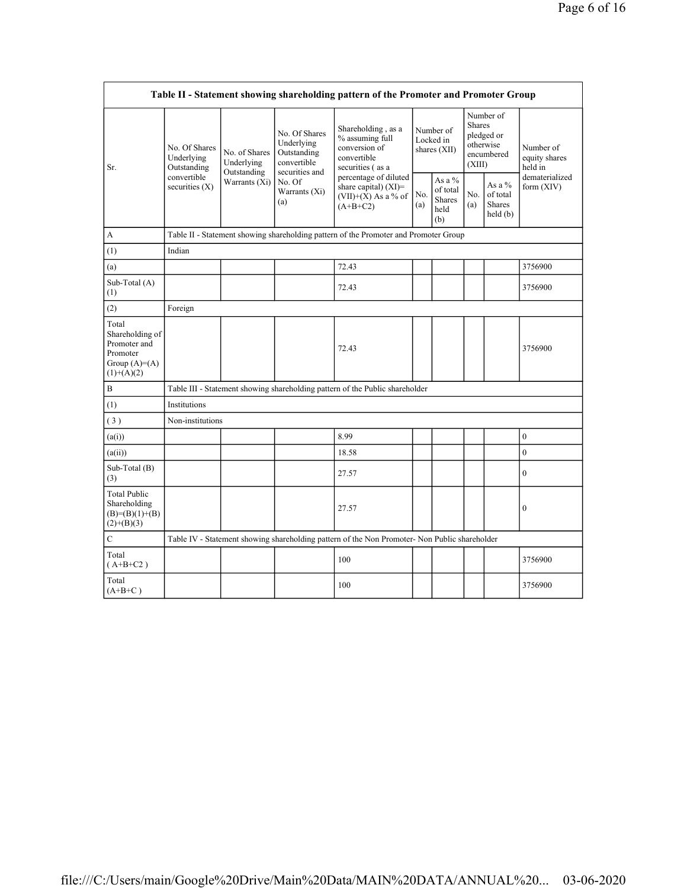| Table II - Statement showing shareholding pattern of the Promoter and Promoter Group | | | | | | | | | |
|---|---|---|---|---|---|---|---|---|---|
| Sr. | No. Of Shares Underlying Outstanding convertible securities (X) | No. of Shares Underlying Outstanding Warrants (Xi) | No. Of Shares Underlying Outstanding convertible securities and No. Of Warrants (Xi) (a) | Shareholding , as a % assuming full conversion of convertible securities ( as a percentage of diluted share capital) (XI)= (VII)+(X) As a % of (A+B+C2) | Number of Locked in shares (XII) | | Number of Shares pledged or otherwise encumbered (XIII) | | Number of equity shares held in dematerialized form (XIV) |
| | | | | | No. (a) | As a % of total Shares held (b) | No. (a) | As a % of total Shares held (b) | |
| A | Table II - Statement showing shareholding pattern of the Promoter and Promoter Group | | | | | | | | |
| (1) | Indian | | | | | | | | |
| (a) | | | | 72.43 | | | | | 3756900 |
| Sub-Total (A) (1) | | | | 72.43 | | | | | 3756900 |
| (2) | Foreign | | | | | | | | |
| Total Shareholding of Promoter and Promoter Group (A)=(A)(1)+(A)(2) | | | | 72.43 | | | | | 3756900 |
| B | Table III - Statement showing shareholding pattern of the Public shareholder | | | | | | | | |
| (1) | Institutions | | | | | | | | |
| ( 3 ) | Non-institutions | | | | | | | | |
| (a(i)) | | | | 8.99 | | | | | 0 |
| (a(ii)) | | | | 18.58 | | | | | 0 |
| Sub-Total (B) (3) | | | | 27.57 | | | | | 0 |
| Total Public Shareholding (B)=(B)(1)+(B)(2)+(B)(3) | | | | 27.57 | | | | | 0 |
| C | Table IV - Statement showing shareholding pattern of the Non Promoter- Non Public shareholder | | | | | | | | |
| Total ( A+B+C2 ) | | | | 100 | | | | | 3756900 |
| Total (A+B+C ) | | | | 100 | | | | | 3756900 |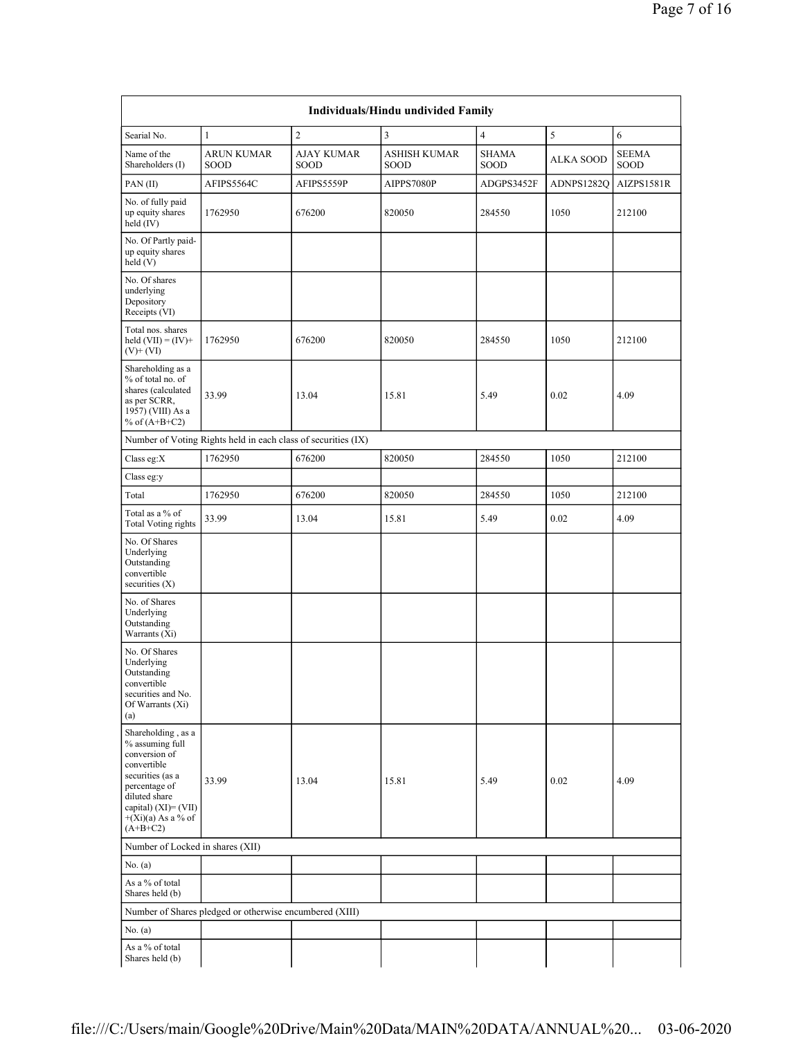| Individuals/Hindu undivided Family | | | | | | |
|---|---|---|---|---|---|---|
| Searial No. | 1 | 2 | 3 | 4 | 5 | 6 |
| Name of the Shareholders (I) | ARUN KUMAR SOOD | AJAY KUMAR SOOD | ASHISH KUMAR SOOD | SHAMA SOOD | ALKA SOOD | SEEMA SOOD |
| PAN (II) | AFIPS5564C | AFIPS5559P | AIPPS7080P | ADGPS3452F | ADNPS1282Q | AIZPS1581R |
| No. of fully paid up equity shares held (IV) | 1762950 | 676200 | 820050 | 284550 | 1050 | 212100 |
| No. Of Partly paid-up equity shares held (V) | | | | | | |
| No. Of shares underlying Depository Receipts (VI) | | | | | | |
| Total nos. shares held (VII) = (IV)+(V)+ (VI) | 1762950 | 676200 | 820050 | 284550 | 1050 | 212100 |
| Shareholding as a % of total no. of shares (calculated as per SCRR, 1957) (VIII) As a % of (A+B+C2) | 33.99 | 13.04 | 15.81 | 5.49 | 0.02 | 4.09 |
| Number of Voting Rights held in each class of securities (IX) | | | | | | |
| Class eg:X | 1762950 | 676200 | 820050 | 284550 | 1050 | 212100 |
| Class eg:y | | | | | | |
| Total | 1762950 | 676200 | 820050 | 284550 | 1050 | 212100 |
| Total as a % of Total Voting rights | 33.99 | 13.04 | 15.81 | 5.49 | 0.02 | 4.09 |
| No. Of Shares Underlying Outstanding convertible securities (X) | | | | | | |
| No. of Shares Underlying Outstanding Warrants (Xi) | | | | | | |
| No. Of Shares Underlying Outstanding convertible securities and No. Of Warrants (Xi) (a) | | | | | | |
| Shareholding , as a % assuming full conversion of convertible securities (as a percentage of diluted share capital) (XI)= (VII)+(Xi)(a) As a % of (A+B+C2) | 33.99 | 13.04 | 15.81 | 5.49 | 0.02 | 4.09 |
| Number of Locked in shares (XII) | | | | | | |
| No. (a) | | | | | | |
| As a % of total Shares held (b) | | | | | | |
| Number of Shares pledged or otherwise encumbered (XIII) | | | | | | |
| No. (a) | | | | | | |
| As a % of total Shares held (b) | | | | | | |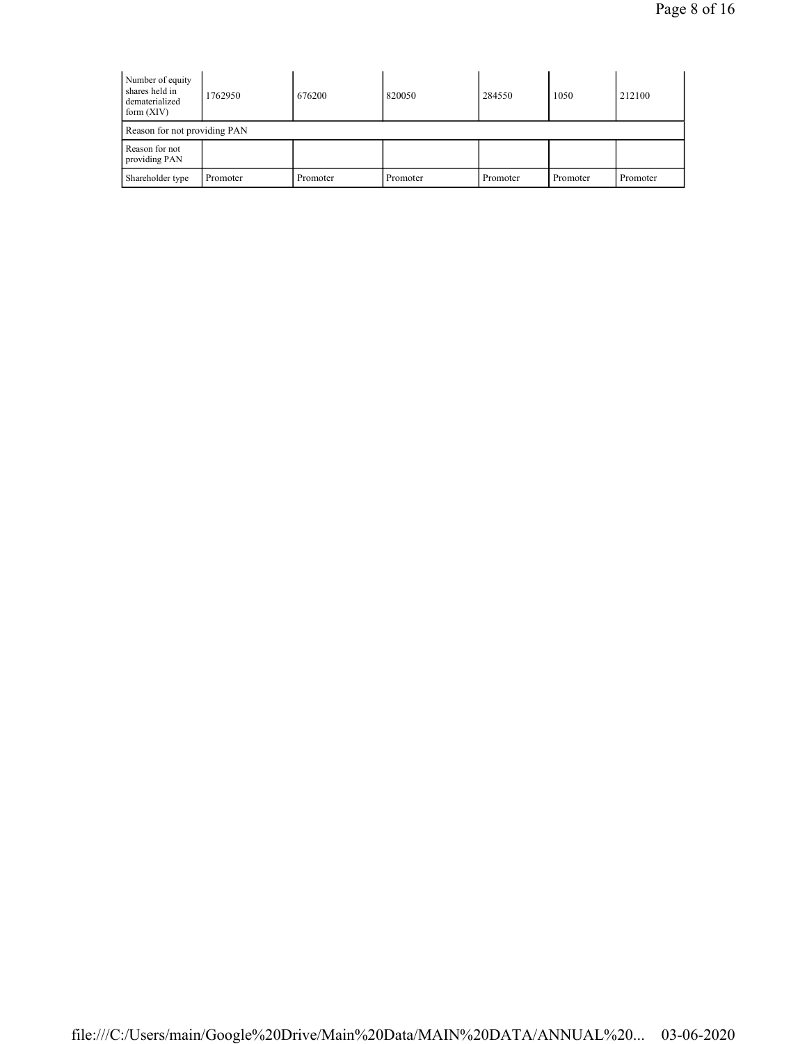| | | | | | | |
|---|---|---|---|---|---|---|
| Number of equity shares held in dematerialized form (XIV) | 1762950 | 676200 | 820050 | 284550 | 1050 | 212100 |
| Reason for not providing PAN | | | | | | |
| Reason for not providing PAN | | | | | | |
| Shareholder type | Promoter | Promoter | Promoter | Promoter | Promoter | Promoter |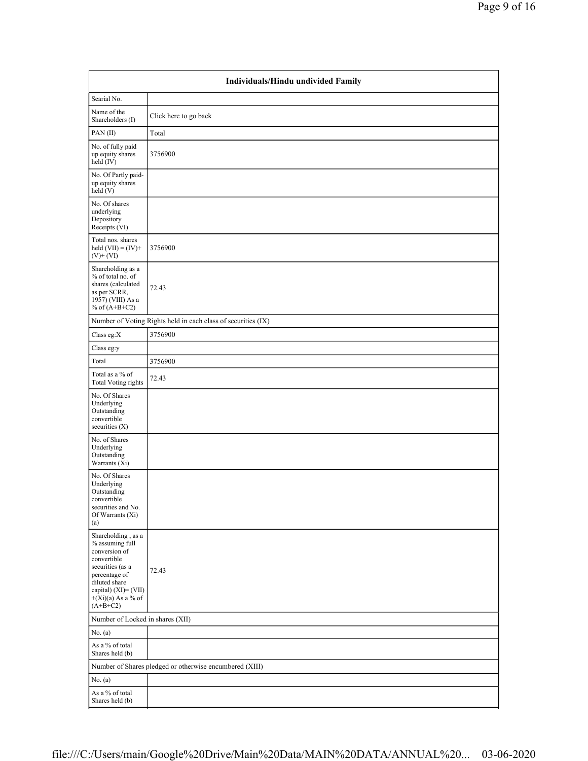| Individuals/Hindu undivided Family | |
|---|---|
| Searial No. | |
| Name of the Shareholders (I) | Click here to go back |
| PAN (II) | Total |
| No. of fully paid up equity shares held (IV) | 3756900 |
| No. Of Partly paid-up equity shares held (V) | |
| No. Of shares underlying Depository Receipts (VI) | |
| Total nos. shares held (VII) = (IV)+ (V)+ (VI) | 3756900 |
| Shareholding as a % of total no. of shares (calculated as per SCRR, 1957) (VIII) As a % of (A+B+C2) | 72.43 |
| Number of Voting Rights held in each class of securities (IX) | |
| Class eg:X | 3756900 |
| Class eg:y | |
| Total | 3756900 |
| Total as a % of Total Voting rights | 72.43 |
| No. Of Shares Underlying Outstanding convertible securities (X) | |
| No. of Shares Underlying Outstanding Warrants (Xi) | |
| No. Of Shares Underlying Outstanding convertible securities and No. Of Warrants (Xi) (a) | |
| Shareholding , as a % assuming full conversion of convertible securities (as a percentage of diluted share capital) (XI)= (VII)+(Xi)(a) As a % of (A+B+C2) | 72.43 |
| Number of Locked in shares (XII) | |
| No. (a) | |
| As a % of total Shares held (b) | |
| Number of Shares pledged or otherwise encumbered (XIII) | |
| No. (a) | |
| As a % of total Shares held (b) | |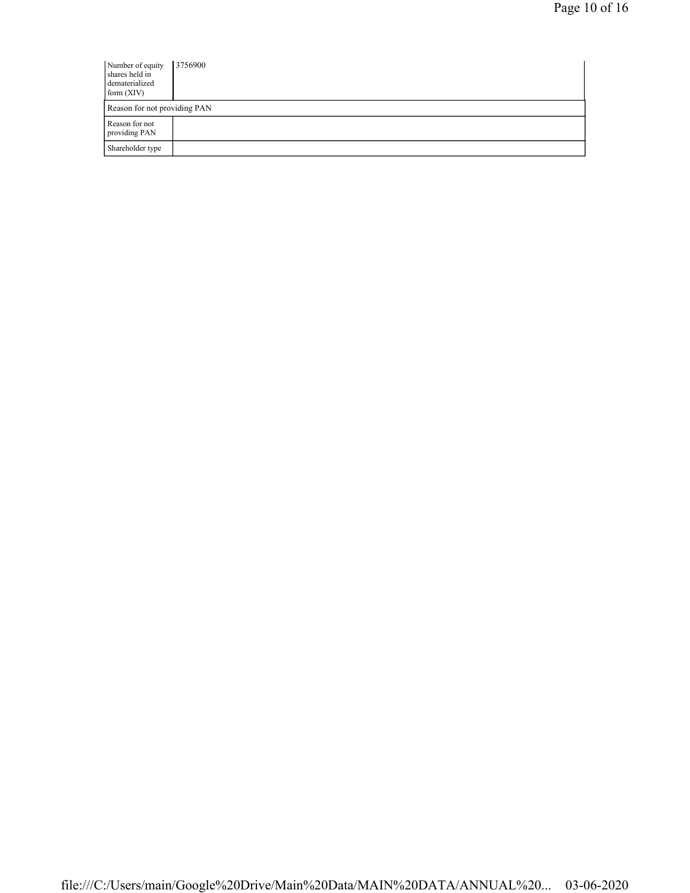| | |
|---|---|
| Number of equity shares held in dematerialized form (XIV) | 3756900 |
| Reason for not providing PAN | |
| Reason for not providing PAN | |
| Shareholder type | |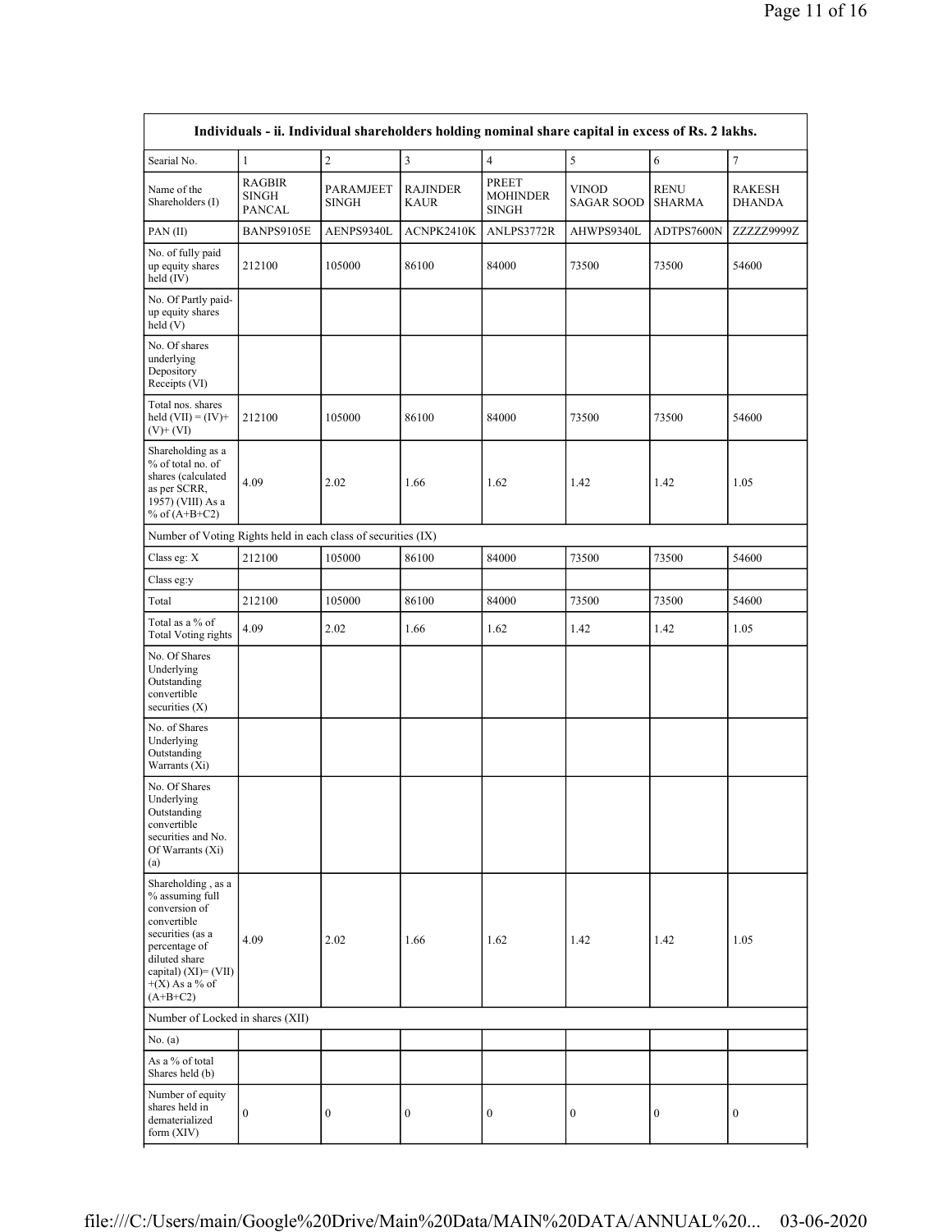| Individuals - ii. Individual shareholders holding nominal share capital in excess of Rs. 2 lakhs. | | | | | | | |
|---|---|---|---|---|---|---|---|
| Searial No. | 1 | 2 | 3 | 4 | 5 | 6 | 7 |
| Name of the Shareholders (I) | RAGBIR SINGH PANCAL | PARAMJEET SINGH | RAJINDER KAUR | PREET MOHINDER SINGH | VINOD SAGAR SOOD | RENU SHARMA | RAKESH DHANDA |
| PAN (II) | BANPS9105E | AENPS9340L | ACNPK2410K | ANLPS3772R | AHWPS9340L | ADTPS7600N | ZZZZZ9999Z |
| No. of fully paid up equity shares held (IV) | 212100 | 105000 | 86100 | 84000 | 73500 | 73500 | 54600 |
| No. Of Partly paid-up equity shares held (V) | | | | | | | |
| No. Of shares underlying Depository Receipts (VI) | | | | | | | |
| Total nos. shares held (VII) = (IV)+(V)+ (VI) | 212100 | 105000 | 86100 | 84000 | 73500 | 73500 | 54600 |
| Shareholding as a % of total no. of shares (calculated as per SCRR, 1957) (VIII) As a % of (A+B+C2) | 4.09 | 2.02 | 1.66 | 1.62 | 1.42 | 1.42 | 1.05 |
| Number of Voting Rights held in each class of securities (IX) | | | | | | | |
| Class eg: X | 212100 | 105000 | 86100 | 84000 | 73500 | 73500 | 54600 |
| Class eg:y | | | | | | | |
| Total | 212100 | 105000 | 86100 | 84000 | 73500 | 73500 | 54600 |
| Total as a % of Total Voting rights | 4.09 | 2.02 | 1.66 | 1.62 | 1.42 | 1.42 | 1.05 |
| No. Of Shares Underlying Outstanding convertible securities (X) | | | | | | | |
| No. of Shares Underlying Outstanding Warrants (Xi) | | | | | | | |
| No. Of Shares Underlying Outstanding convertible securities and No. Of Warrants (Xi) (a) | | | | | | | |
| Shareholding , as a % assuming full conversion of convertible securities (as a percentage of diluted share capital) (XI)= (VII)+(X) As a % of (A+B+C2) | 4.09 | 2.02 | 1.66 | 1.62 | 1.42 | 1.42 | 1.05 |
| Number of Locked in shares (XII) | | | | | | | |
| No. (a) | | | | | | | |
| As a % of total Shares held (b) | | | | | | | |
| Number of equity shares held in dematerialized form (XIV) | 0 | 0 | 0 | 0 | 0 | 0 | 0 |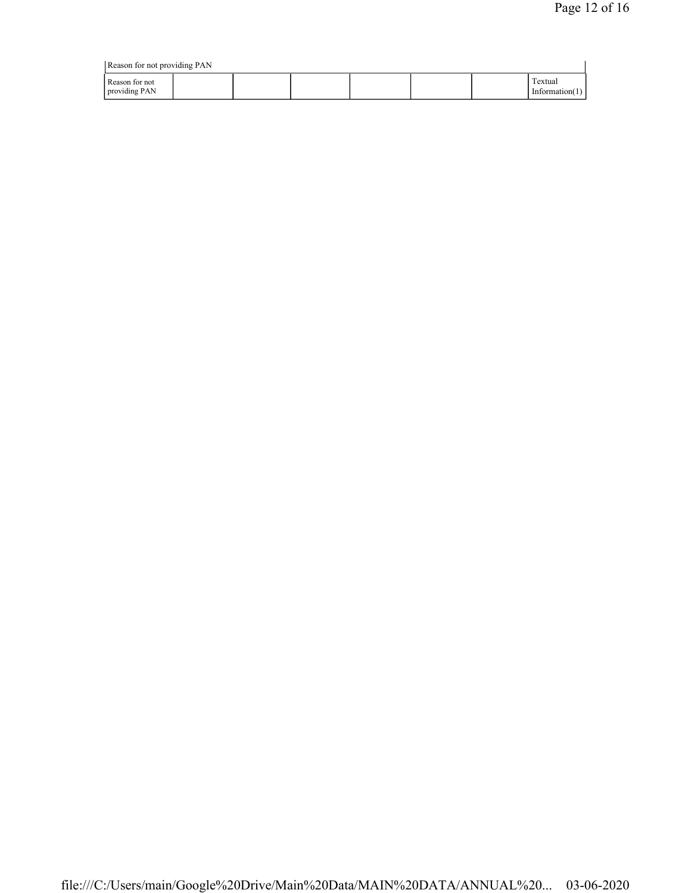| Reason for not providing PAN | | | | | | | |
|---|---|---|---|---|---|---|---|
| Reason for not providing PAN | | | | | | | Textual Information(1) |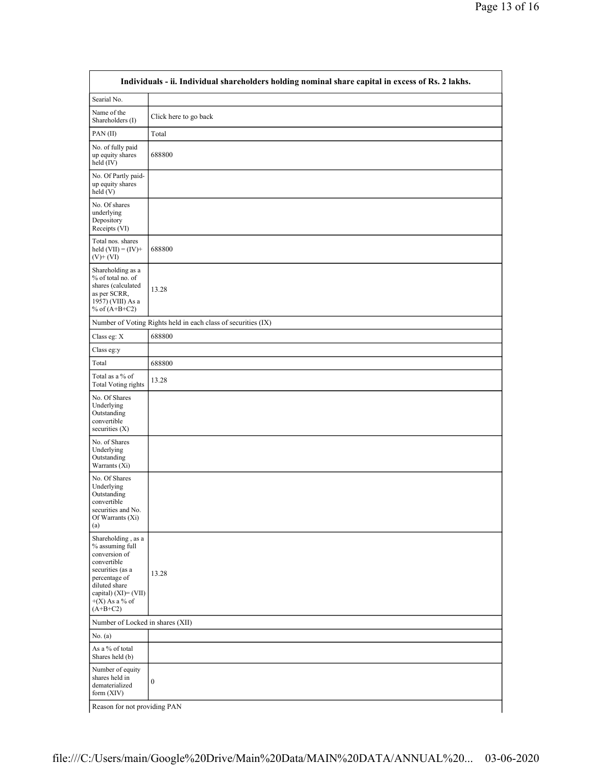| Individuals - ii. Individual shareholders holding nominal share capital in excess of Rs. 2 lakhs. | |
|---|---|
| Searial No. | |
| Name of the Shareholders (I) | Click here to go back |
| PAN (II) | Total |
| No. of fully paid up equity shares held (IV) | 688800 |
| No. Of Partly paid-up equity shares held (V) | |
| No. Of shares underlying Depository Receipts (VI) | |
| Total nos. shares held (VII) = (IV)+ (V)+ (VI) | 688800 |
| Shareholding as a % of total no. of shares (calculated as per SCRR, 1957) (VIII) As a % of (A+B+C2) | 13.28 |
| Number of Voting Rights held in each class of securities (IX) | |
| Class eg: X | 688800 |
| Class eg:y | |
| Total | 688800 |
| Total as a % of Total Voting rights | 13.28 |
| No. Of Shares Underlying Outstanding convertible securities (X) | |
| No. of Shares Underlying Outstanding Warrants (Xi) | |
| No. Of Shares Underlying Outstanding convertible securities and No. Of Warrants (Xi) (a) | |
| Shareholding , as a % assuming full conversion of convertible securities (as a percentage of diluted share capital) (XI)= (VII)+(X) As a % of (A+B+C2) | 13.28 |
| Number of Locked in shares (XII) | |
| No. (a) | |
| As a % of total Shares held (b) | |
| Number of equity shares held in dematerialized form (XIV) | 0 |
| Reason for not providing PAN | |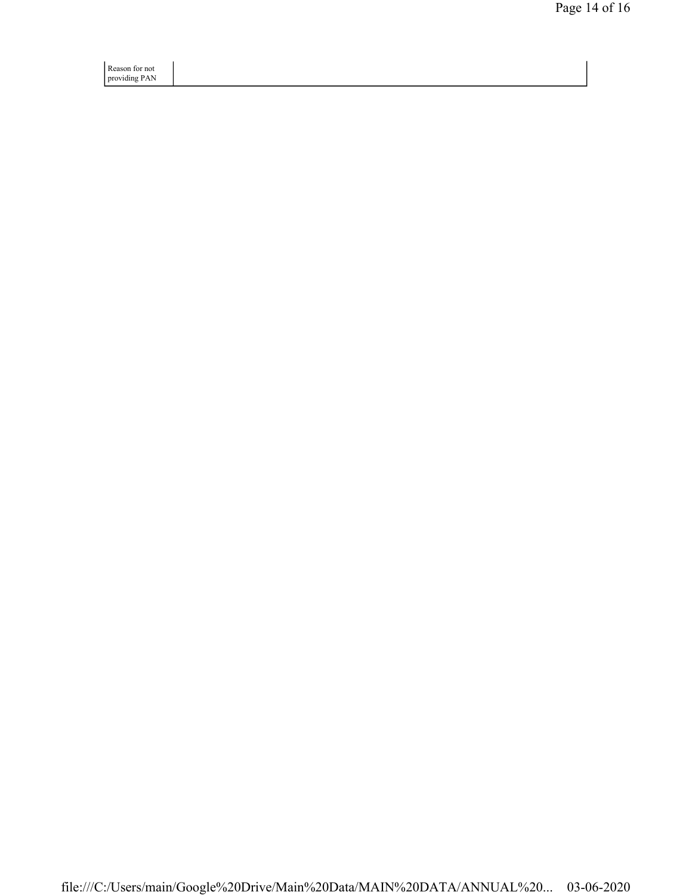| | |
|---|---|
| Reason for not providing PAN | |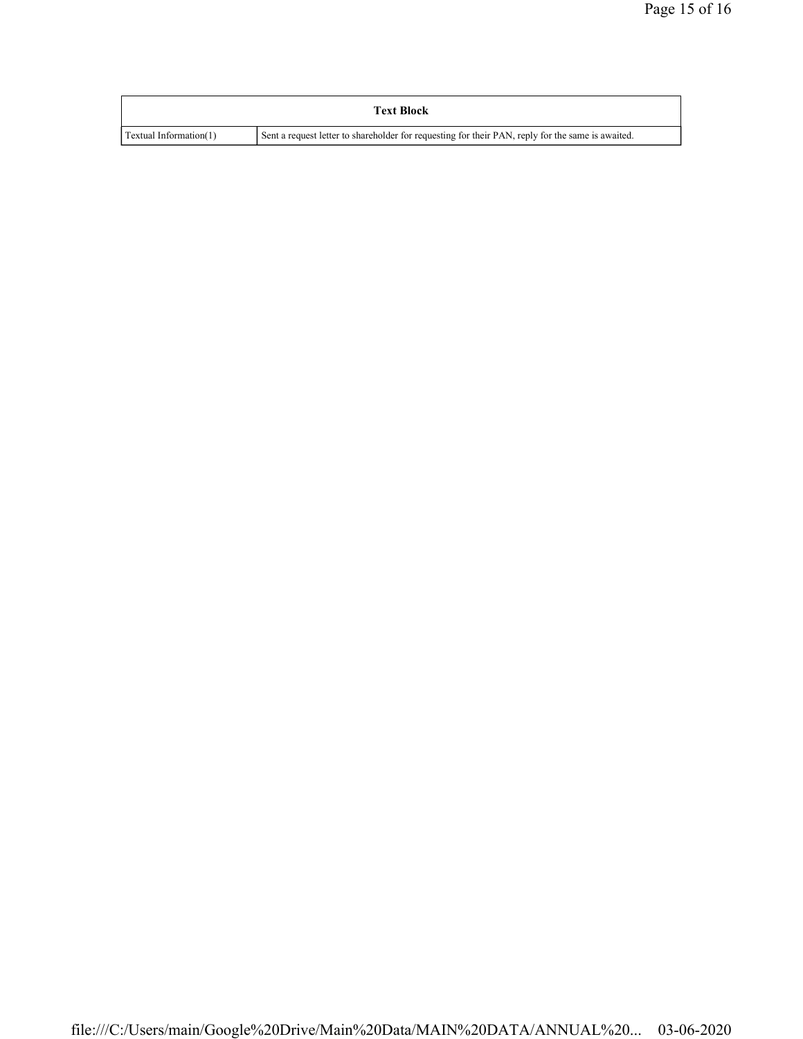| Text Block | |
|---|---|
| Textual Information(1) | Sent a request letter to shareholder for requesting for their PAN, reply for the same is awaited. |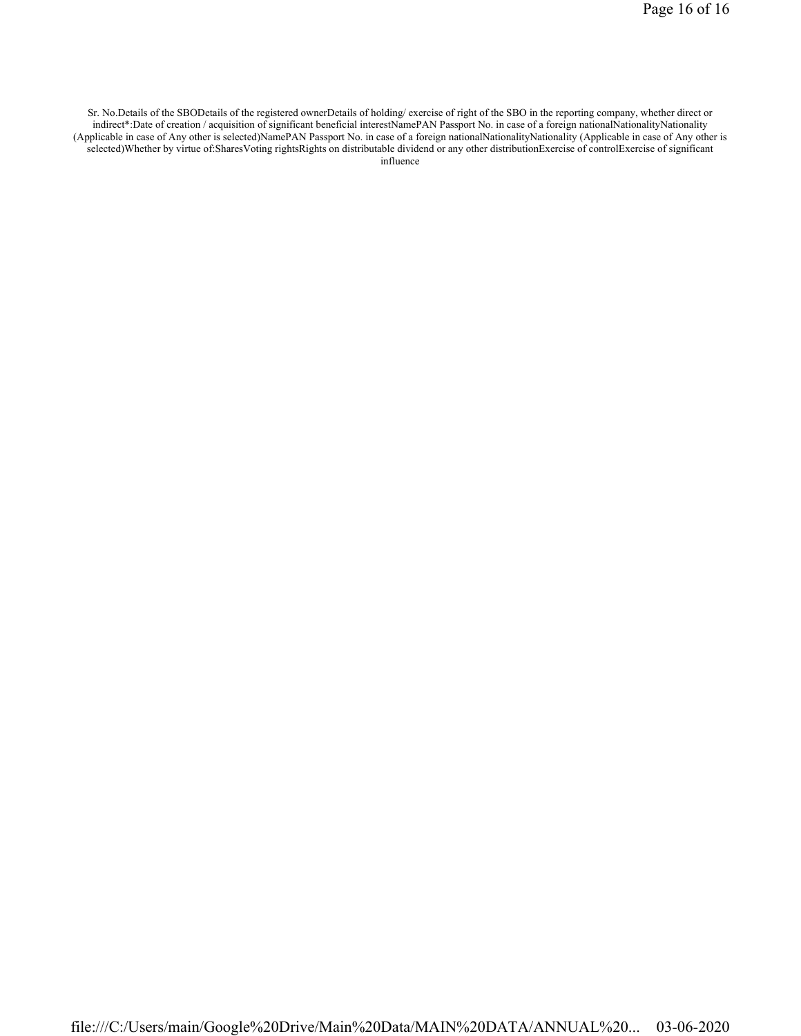Sr. No.Details of the SBODetails of the registered ownerDetails of holding/ exercise of right of the SBO in the reporting company, whether direct or indirect*:Date of creation / acquisition of significant beneficial interestNamePAN Passport No. in case of a foreign nationalNationalityNationality (Applicable in case of Any other is selected)NamePAN Passport No. in case of a foreign nationalNationalityNationality (Applicable in case of Any other is selected)Whether by virtue of:SharesVoting rightsRights on distributable dividend or any other distributionExercise of controlExercise of significant influence